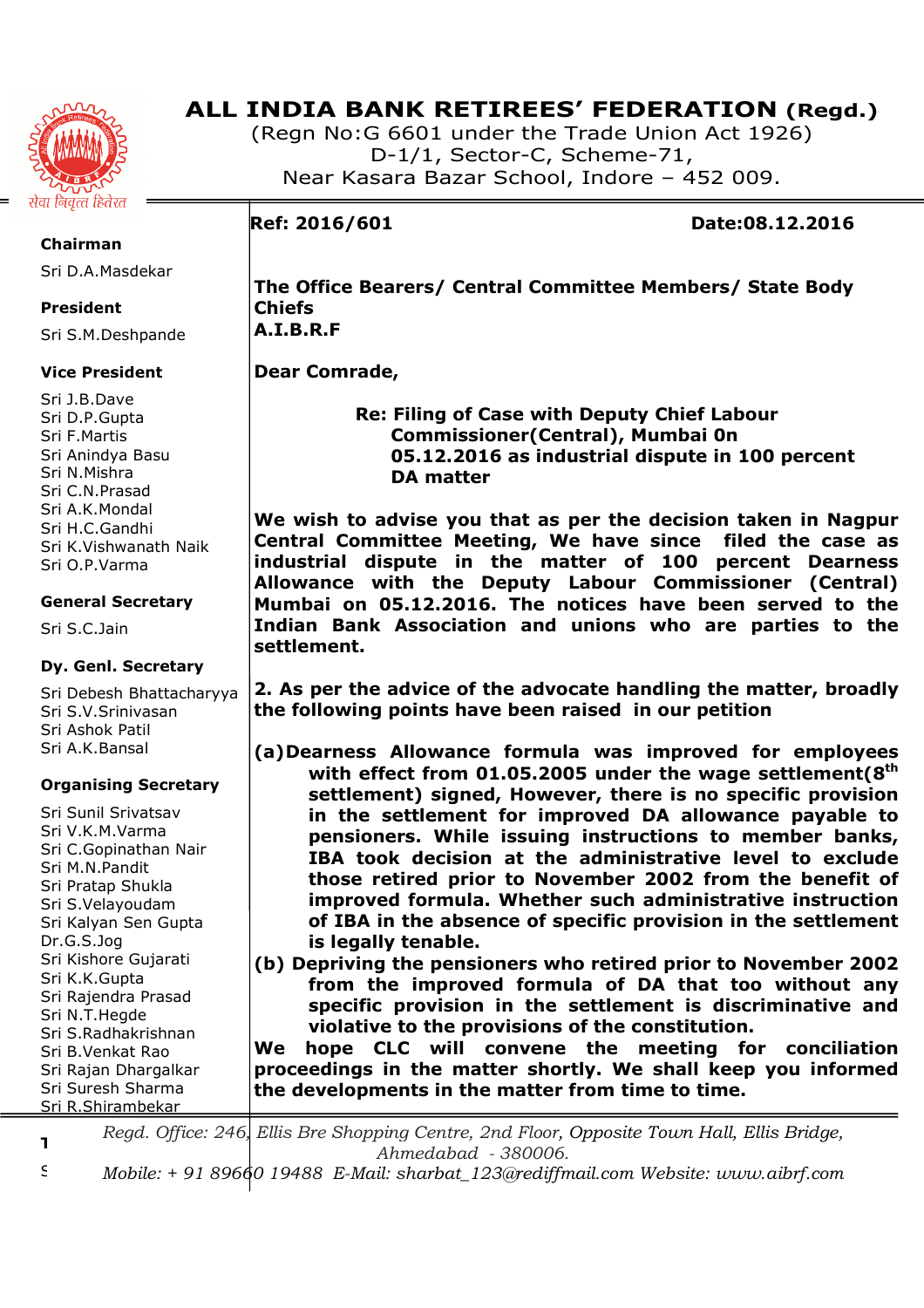# ALL INDIA BANK RETIREES' FEDERATION (Regd.)

(Regn No:G 6601 under the Trade Union Act 1926)
D-1/1, Sector-C, Scheme-71,
Near Kasara Bazar School, Indore – 452 009.

सेवा निवृत्त हितेरत

**Chairman**
Sri D.A.Masdekar

**President**
Sri S.M.Deshpande

**Vice President**
Sri J.B.Dave
Sri D.P.Gupta
Sri F.Martis
Sri Anindya Basu
Sri N.Mishra
Sri C.N.Prasad
Sri A.K.Mondal
Sri H.C.Gandhi
Sri K.Vishwanath Naik
Sri O.P.Varma

**General Secretary**
Sri S.C.Jain

**Dy. Genl. Secretary**
Sri Debesh Bhattacharyya
Sri S.V.Srinivasan
Sri Ashok Patil
Sri A.K.Bansal

**Organising Secretary**
Sri Sunil Srivatsav
Sri V.K.M.Varma
Sri C.Gopinathan Nair
Sri M.N.Pandit
Sri Pratap Shukla
Sri S.Velayoudam
Sri Kalyan Sen Gupta
Dr.G.S.Jog
Sri Kishore Gujarati
Sri K.K.Gupta
Sri Rajendra Prasad
Sri N.T.Hegde
Sri S.Radhakrishnan
Sri B.Venkat Rao
Sri Rajan Dhargalkar
Sri Suresh Sharma
Sri R.Shirambekar

**Ref: 2016/601** **Date:08.12.2016**

**The Office Bearers/ Central Committee Members/ State Body Chiefs**
**A.I.B.R.F**

**Dear Comrade,**

**Re: Filing of Case with Deputy Chief Labour Commissioner(Central), Mumbai 0n 05.12.2016 as industrial dispute in 100 percent DA matter**

**We wish to advise you that as per the decision taken in Nagpur Central Committee Meeting, We have since filed the case as industrial dispute in the matter of 100 percent Dearness Allowance with the Deputy Labour Commissioner (Central) Mumbai on 05.12.2016. The notices have been served to the Indian Bank Association and unions who are parties to the settlement.**

**2. As per the advice of the advocate handling the matter, broadly the following points have been raised in our petition**

**(a) Dearness Allowance formula was improved for employees with effect from 01.05.2005 under the wage settlement(8th settlement) signed, However, there is no specific provision in the settlement for improved DA allowance payable to pensioners. While issuing instructions to member banks, IBA took decision at the administrative level to exclude those retired prior to November 2002 from the benefit of improved formula. Whether such administrative instruction of IBA in the absence of specific provision in the settlement is legally tenable.**

**(b) Depriving the pensioners who retired prior to November 2002 from the improved formula of DA that too without any specific provision in the settlement is discriminative and violative to the provisions of the constitution.**

**We hope CLC will convene the meeting for conciliation proceedings in the matter shortly. We shall keep you informed the developments in the matter from time to time.**

*Regd. Office: 246, Ellis Bre Shopping Centre, 2nd Floor, Opposite Town Hall, Ellis Bridge, Ahmedabad - 380006.*
*Mobile: + 91 89660 19488 E-Mail: sharbat_123@rediffmail.com Website: www.aibrf.com*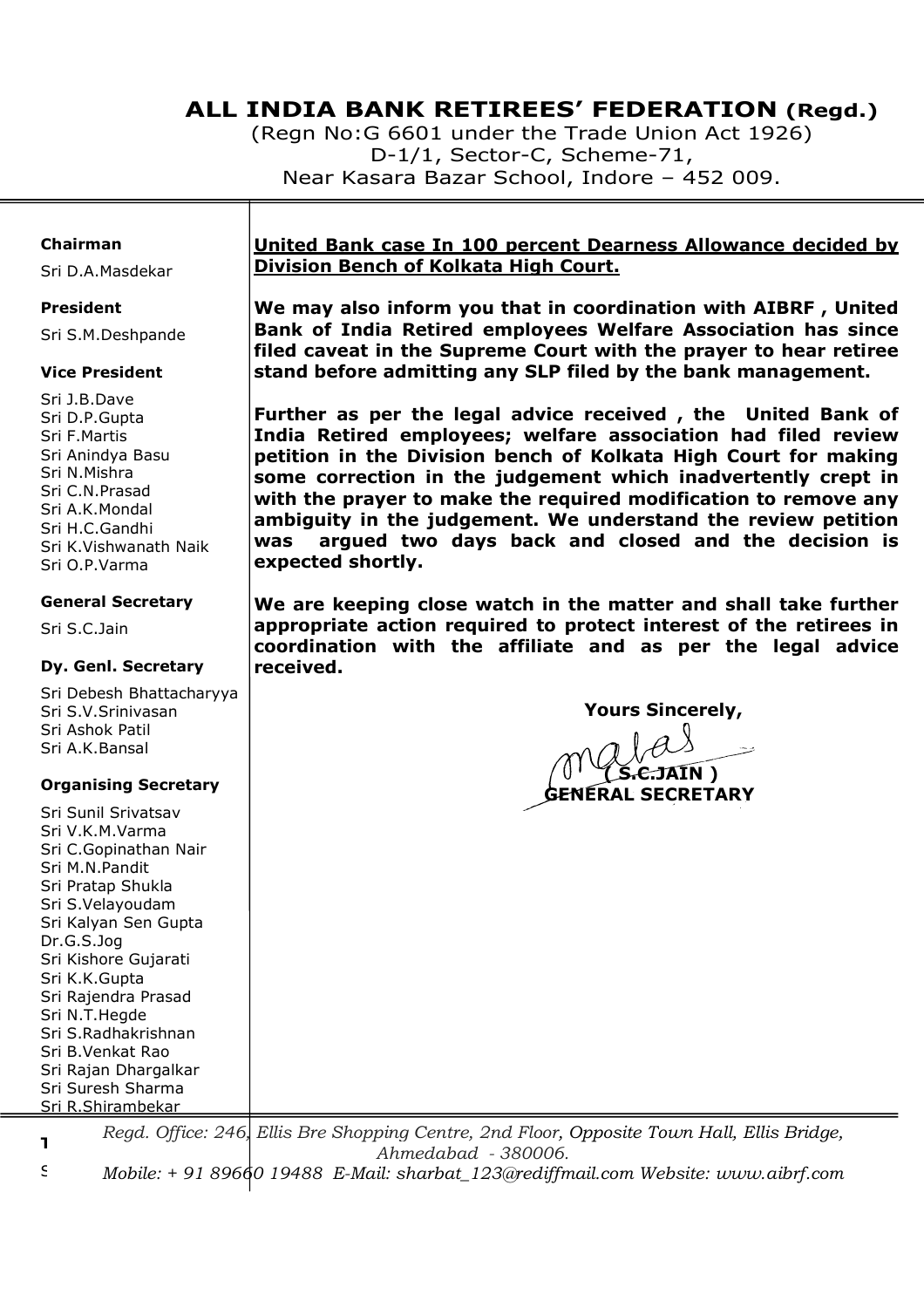# ALL INDIA BANK RETIREES' FEDERATION (Regd.)

(Regn No:G 6601 under the Trade Union Act 1926)
D-1/1, Sector-C, Scheme-71,
Near Kasara Bazar School, Indore – 452 009.

**Chairman**
Sri D.A.Masdekar

**President**
Sri S.M.Deshpande

**Vice President**
Sri J.B.Dave
Sri D.P.Gupta
Sri F.Martis
Sri Anindya Basu
Sri N.Mishra
Sri C.N.Prasad
Sri A.K.Mondal
Sri H.C.Gandhi
Sri K.Vishwanath Naik
Sri O.P.Varma

**General Secretary**
Sri S.C.Jain

**Dy. Genl. Secretary**
Sri Debesh Bhattacharyya
Sri S.V.Srinivasan
Sri Ashok Patil
Sri A.K.Bansal

**Organising Secretary**
Sri Sunil Srivatsav
Sri V.K.M.Varma
Sri C.Gopinathan Nair
Sri M.N.Pandit
Sri Pratap Shukla
Sri S.Velayoudam
Sri Kalyan Sen Gupta
Dr.G.S.Jog
Sri Kishore Gujarati
Sri K.K.Gupta
Sri Rajendra Prasad
Sri N.T.Hegde
Sri S.Radhakrishnan
Sri B.Venkat Rao
Sri Rajan Dhargalkar
Sri Suresh Sharma
Sri R.Shirambekar

**United Bank case In 100 percent Dearness Allowance decided by Division Bench of Kolkata High Court.**

**We may also inform you that in coordination with AIBRF , United Bank of India Retired employees Welfare Association has since filed caveat in the Supreme Court with the prayer to hear retiree stand before admitting any SLP filed by the bank management.**

**Further as per the legal advice received , the United Bank of India Retired employees; welfare association had filed review petition in the Division bench of Kolkata High Court for making some correction in the judgement which inadvertently crept in with the prayer to make the required modification to remove any ambiguity in the judgement. We understand the review petition was argued two days back and closed and the decision is expected shortly.**

**We are keeping close watch in the matter and shall take further appropriate action required to protect interest of the retirees in coordination with the affiliate and as per the legal advice received.**

**Yours Sincerely,**

**( S.C.JAIN )**
**GENERAL SECRETARY**

*Regd. Office: 246, Ellis Bre Shopping Centre, 2nd Floor, Opposite Town Hall, Ellis Bridge, Ahmedabad - 380006.*
*Mobile: + 91 89660 19488 E-Mail: sharbat_123@rediffmail.com Website: www.aibrf.com*